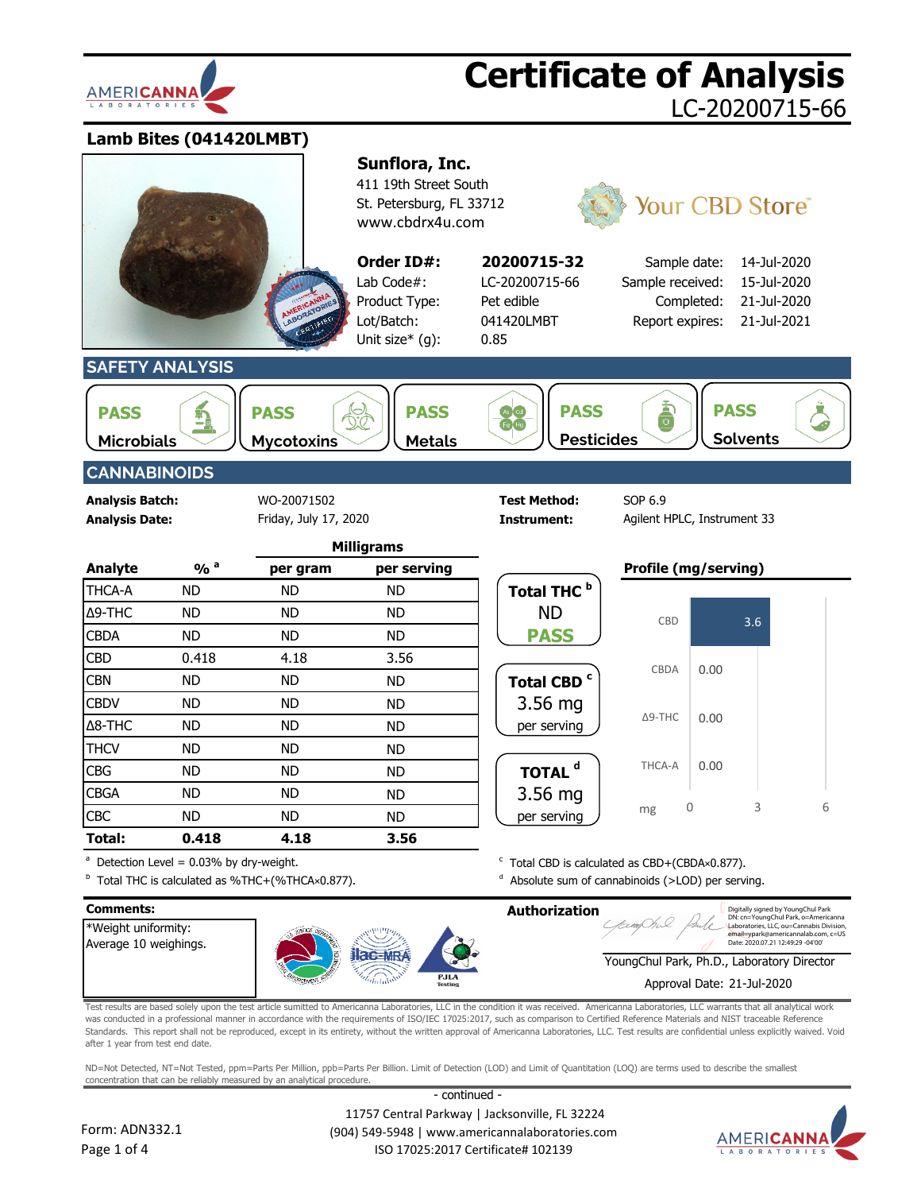# Certificate of Analysis

LC-20200715-66

## Lamb Bites (041420LMBT)

**Sunflora, Inc.**
411 19th Street South
St. Petersburg, FL 33712
www.cbdrx4u.com

Your CBD Store™

| | | | |
|---|---|---|---|
| **Order ID#:** | **20200715-32** | Sample date: | 14-Jul-2020 |
| Lab Code#: | LC-20200715-66 | Sample received: | 15-Jul-2020 |
| Product Type: | Pet edible | Completed: | 21-Jul-2020 |
| Lot/Batch: | 041420LMBT | Report expires: | 21-Jul-2021 |
| Unit size* (g): | 0.85 | | |

## SAFETY ANALYSIS

| Microbials | Mycotoxins | Metals | Pesticides | Solvents |
|---|---|---|---|---|
| PASS | PASS | PASS | PASS | PASS |

## CANNABINOIDS

**Analysis Batch:** WO-20071502
**Analysis Date:** Friday, July 17, 2020
**Test Method:** SOP 6.9
**Instrument:** Agilent HPLC, Instrument 33

| Analyte | % [a] | Milligrams per gram | Milligrams per serving |
|---|---|---|---|
| THCA-A | ND | ND | ND |
| Δ9-THC | ND | ND | ND |
| CBDA | ND | ND | ND |
| CBD | 0.418 | 4.18 | 3.56 |
| CBN | ND | ND | ND |
| CBDV | ND | ND | ND |
| Δ8-THC | ND | ND | ND |
| THCV | ND | ND | ND |
| CBG | ND | ND | ND |
| CBGA | ND | ND | ND |
| CBC | ND | ND | ND |
| **Total:** | **0.418** | **4.18** | **3.56** |

**Total THC [b]**
ND
**PASS**

**Total CBD [c]**
3.56 mg
per serving

**TOTAL [d]**
3.56 mg
per serving

**Profile (mg/serving)**

| Analyte | mg |
|---|---|
| CBD | 3.6 |
| CBDA | 0.00 |
| Δ9-THC | 0.00 |
| THCA-A | 0.00 |

[a] Detection Level = 0.03% by dry-weight.
[b] Total THC is calculated as %THC+(%THCA×0.877).
[c] Total CBD is calculated as CBD+(CBDA×0.877).
[d] Absolute sum of cannabinoids (>LOD) per serving.

**Comments:**
*Weight uniformity:
Average 10 weighings.

**Authorization**

Digitally signed by YoungChul Park
DN: cn=YoungChul Park, o=Americanna Laboratories, LLC, ou=Cannabis Division, email=ypark@americannalab.com, c=US
Date: 2020.07.21 12:49:29 -04'00'

YoungChul Park, Ph.D., Laboratory Director
Approval Date: 21-Jul-2020

Test results are based solely upon the test article sumitted to Americanna Laboratories, LLC in the condition it was received. Americanna Laboratories, LLC warrants that all analytical work was conducted in a professional manner in accordance with the requirements of ISO/IEC 17025:2017, such as comparison to Certified Reference Materials and NIST traceable Reference Standards. This report shall not be reproduced, except in its entirety, without the written approval of Americanna Laboratories, LLC. Test results are confidential unless explicitly waived. Void after 1 year from test end date.

ND=Not Detected, NT=Not Tested, ppm=Parts Per Million, ppb=Parts Per Billion. Limit of Detection (LOD) and Limit of Quantitation (LOQ) are terms used to describe the smallest concentration that can be reliably measured by an analytical procedure.

- continued -

Form: ADN332.1

11757 Central Parkway | Jacksonville, FL 32224
(904) 549-5948 | www.americannalaboratories.com
ISO 17025:2017 Certificate# 102139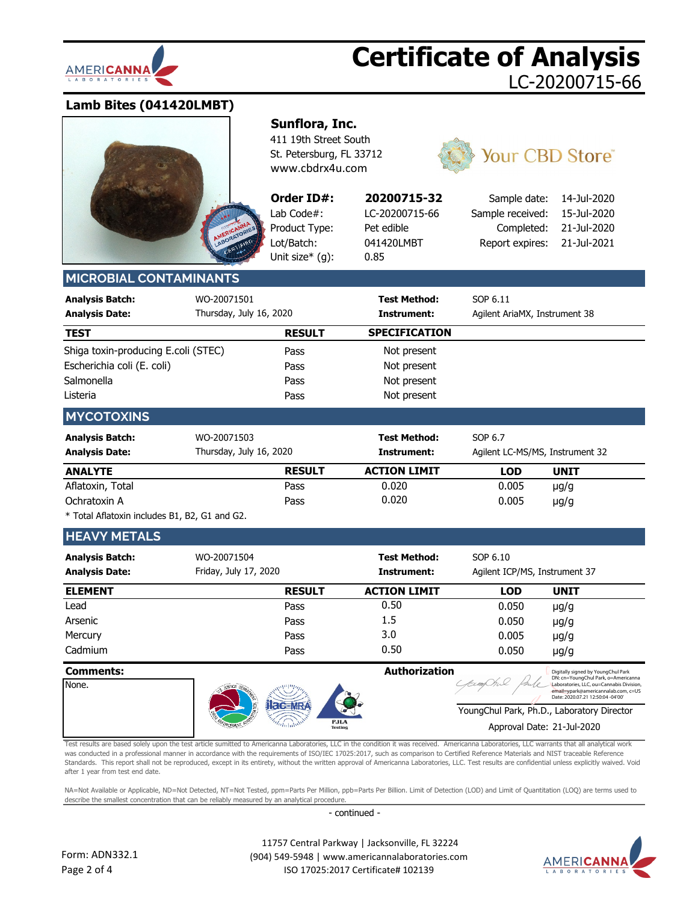# Certificate of Analysis

LC-20200715-66

## Lamb Bites (041420LMBT)

**Sunflora, Inc.**
411 19th Street South
St. Petersburg, FL 33712
www.cbdrx4u.com

Your CBD Store™

| | | | |
|---|---|---|---|
| **Order ID#:** | **20200715-32** | Sample date: | 14-Jul-2020 |
| Lab Code#: | LC-20200715-66 | Sample received: | 15-Jul-2020 |
| Product Type: | Pet edible | Completed: | 21-Jul-2020 |
| Lot/Batch: | 041420LMBT | Report expires: | 21-Jul-2021 |
| Unit size* (g): | 0.85 | | |

## MICROBIAL CONTAMINANTS

| | | | |
|---|---|---|---|
| **Analysis Batch:** | WO-20071501 | **Test Method:** | SOP 6.11 |
| **Analysis Date:** | Thursday, July 16, 2020 | **Instrument:** | Agilent AriaMX, Instrument 38 |

| TEST | RESULT | SPECIFICATION |
|---|---|---|
| Shiga toxin-producing E.coli (STEC) | Pass | Not present |
| Escherichia coli (E. coli) | Pass | Not present |
| Salmonella | Pass | Not present |
| Listeria | Pass | Not present |

## MYCOTOXINS

| | | | |
|---|---|---|---|
| **Analysis Batch:** | WO-20071503 | **Test Method:** | SOP 6.7 |
| **Analysis Date:** | Thursday, July 16, 2020 | **Instrument:** | Agilent LC-MS/MS, Instrument 32 |

| ANALYTE | RESULT | ACTION LIMIT | LOD | UNIT |
|---|---|---|---|---|
| Aflatoxin, Total | Pass | 0.020 | 0.005 | µg/g |
| Ochratoxin A | Pass | 0.020 | 0.005 | µg/g |

* Total Aflatoxin includes B1, B2, G1 and G2.

## HEAVY METALS

| | | | |
|---|---|---|---|
| **Analysis Batch:** | WO-20071504 | **Test Method:** | SOP 6.10 |
| **Analysis Date:** | Friday, July 17, 2020 | **Instrument:** | Agilent ICP/MS, Instrument 37 |

| ELEMENT | RESULT | ACTION LIMIT | LOD | UNIT |
|---|---|---|---|---|
| Lead | Pass | 0.50 | 0.050 | µg/g |
| Arsenic | Pass | 1.5 | 0.050 | µg/g |
| Mercury | Pass | 3.0 | 0.005 | µg/g |
| Cadmium | Pass | 0.50 | 0.050 | µg/g |

**Comments:**

None.

**Authorization**

Digitally signed by YoungChul Park
DN: cn=YoungChul Park, o=Americanna Laboratories, LLC, ou=Cannabis Division, email=ypark@americannalab.com, c=US
Date: 2020.07.21 12:50:04 -04'00'

YoungChul Park, Ph.D., Laboratory Director

Approval Date: 21-Jul-2020

Test results are based solely upon the test article sumitted to Americanna Laboratories, LLC in the condition it was received. Americanna Laboratories, LLC warrants that all analytical work was conducted in a professional manner in accordance with the requirements of ISO/IEC 17025:2017, such as comparison to Certified Reference Materials and NIST traceable Reference Standards. This report shall not be reproduced, except in its entirety, without the written approval of Americanna Laboratories, LLC. Test results are confidential unless explicitly waived. Void after 1 year from test end date.

NA=Not Available or Applicable, ND=Not Detected, NT=Not Tested, ppm=Parts Per Million, ppb=Parts Per Billion. Limit of Detection (LOD) and Limit of Quantitation (LOQ) are terms used to describe the smallest concentration that can be reliably measured by an analytical procedure.

- continued -

Form: ADN332.1

11757 Central Parkway | Jacksonville, FL 32224
(904) 549-5948 | www.americannalaboratories.com
ISO 17025:2017 Certificate# 102139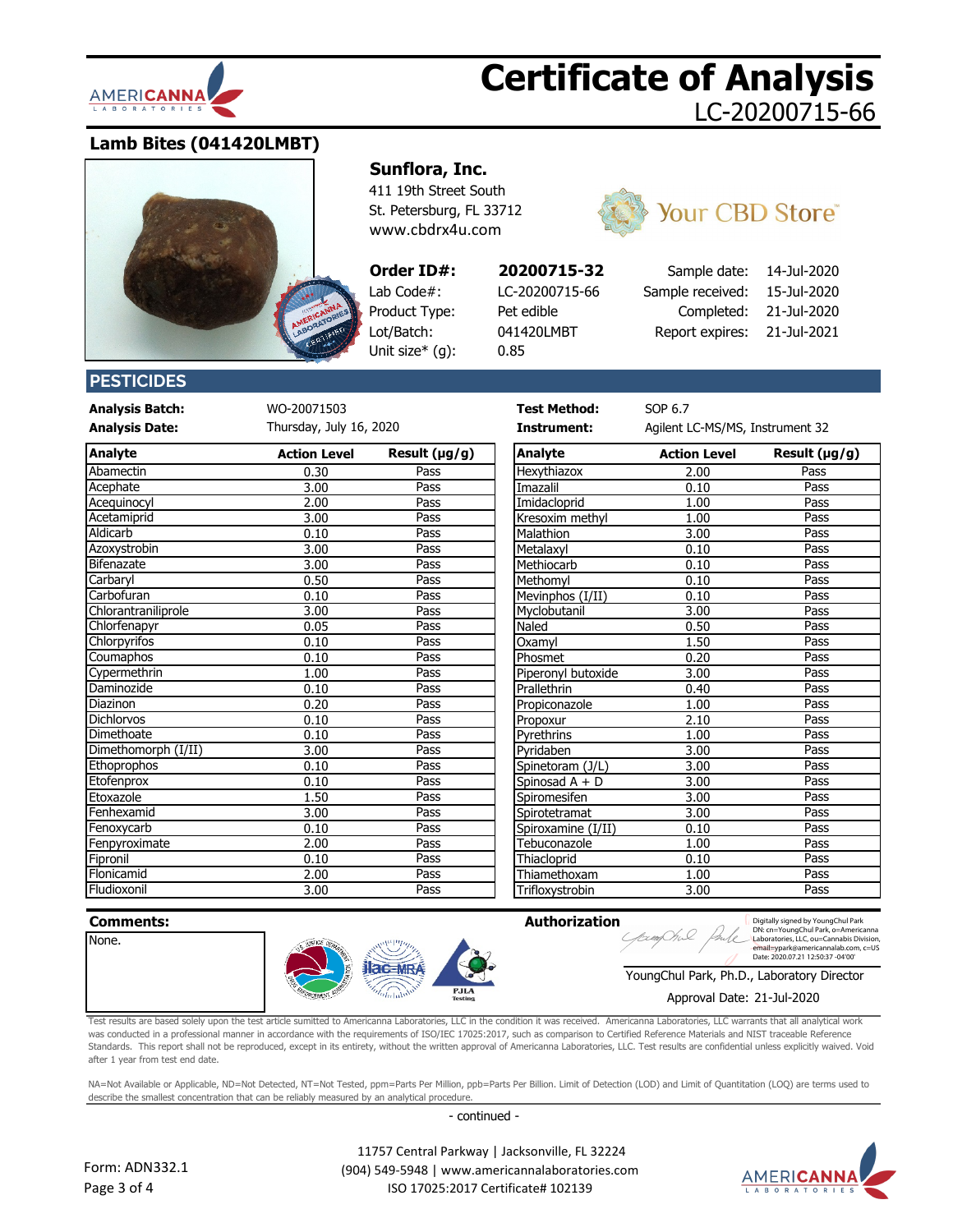# Certificate of Analysis

LC-20200715-66

## Lamb Bites (041420LMBT)

**Sunflora, Inc.**
411 19th Street South
St. Petersburg, FL 33712
www.cbdrx4u.com

Your CBD Store™

| **Order ID#:** | **20200715-32** | Sample date: | 14-Jul-2020 |
|---|---|---|---|
| Lab Code#: | LC-20200715-66 | Sample received: | 15-Jul-2020 |
| Product Type: | Pet edible | Completed: | 21-Jul-2020 |
| Lot/Batch: | 041420LMBT | Report expires: | 21-Jul-2021 |
| Unit size* (g): | 0.85 | | |

## PESTICIDES

**Analysis Batch:** WO-20071503
**Analysis Date:** Thursday, July 16, 2020
**Test Method:** SOP 6.7
**Instrument:** Agilent LC-MS/MS, Instrument 32

| Analyte | Action Level | Result (µg/g) | Analyte | Action Level | Result (µg/g) |
|---|---|---|---|---|---|
| Abamectin | 0.30 | Pass | Hexythiazox | 2.00 | Pass |
| Acephate | 3.00 | Pass | Imazalil | 0.10 | Pass |
| Acequinocyl | 2.00 | Pass | Imidacloprid | 1.00 | Pass |
| Acetamiprid | 3.00 | Pass | Kresoxim methyl | 1.00 | Pass |
| Aldicarb | 0.10 | Pass | Malathion | 3.00 | Pass |
| Azoxystrobin | 3.00 | Pass | Metalaxyl | 0.10 | Pass |
| Bifenazate | 3.00 | Pass | Methiocarb | 0.10 | Pass |
| Carbaryl | 0.50 | Pass | Methomyl | 0.10 | Pass |
| Carbofuran | 0.10 | Pass | Mevinphos (I/II) | 0.10 | Pass |
| Chlorantraniliprole | 3.00 | Pass | Myclobutanil | 3.00 | Pass |
| Chlorfenapyr | 0.05 | Pass | Naled | 0.50 | Pass |
| Chlorpyrifos | 0.10 | Pass | Oxamyl | 1.50 | Pass |
| Coumaphos | 0.10 | Pass | Phosmet | 0.20 | Pass |
| Cypermethrin | 1.00 | Pass | Piperonyl butoxide | 3.00 | Pass |
| Daminozide | 0.10 | Pass | Prallethrin | 0.40 | Pass |
| Diazinon | 0.20 | Pass | Propiconazole | 1.00 | Pass |
| Dichlorvos | 0.10 | Pass | Propoxur | 2.10 | Pass |
| Dimethoate | 0.10 | Pass | Pyrethrins | 1.00 | Pass |
| Dimethomorph (I/II) | 3.00 | Pass | Pyridaben | 3.00 | Pass |
| Ethoprophos | 0.10 | Pass | Spinetoram (J/L) | 3.00 | Pass |
| Etofenprox | 0.10 | Pass | Spinosad A + D | 3.00 | Pass |
| Etoxazole | 1.50 | Pass | Spiromesifen | 3.00 | Pass |
| Fenhexamid | 3.00 | Pass | Spirotetramat | 3.00 | Pass |
| Fenoxycarb | 0.10 | Pass | Spiroxamine (I/II) | 0.10 | Pass |
| Fenpyroximate | 2.00 | Pass | Tebuconazole | 1.00 | Pass |
| Fipronil | 0.10 | Pass | Thiacloprid | 0.10 | Pass |
| Flonicamid | 2.00 | Pass | Thiamethoxam | 1.00 | Pass |
| Fludioxonil | 3.00 | Pass | Trifloxystrobin | 3.00 | Pass |

**Comments:**
None.

**Authorization**

Digitally signed by YoungChul Park
DN: cn=YoungChul Park, o=Americanna Laboratories, LLC, ou=Cannabis Division, email=ypark@americannalab.com, c=US
Date: 2020.07.21 12:50:37 -04'00'

YoungChul Park, Ph.D., Laboratory Director

Approval Date: 21-Jul-2020

Test results are based solely upon the test article sumitted to Americanna Laboratories, LLC in the condition it was received. Americanna Laboratories, LLC warrants that all analytical work was conducted in a professional manner in accordance with the requirements of ISO/IEC 17025:2017, such as comparison to Certified Reference Materials and NIST traceable Reference Standards. This report shall not be reproduced, except in its entirety, without the written approval of Americanna Laboratories, LLC. Test results are confidential unless explicitly waived. Void after 1 year from test end date.

NA=Not Available or Applicable, ND=Not Detected, NT=Not Tested, ppm=Parts Per Million, ppb=Parts Per Billion. Limit of Detection (LOD) and Limit of Quantitation (LOQ) are terms used to describe the smallest concentration that can be reliably measured by an analytical procedure.

- continued -

Form: ADN332.1

11757 Central Parkway | Jacksonville, FL 32224
(904) 549-5948 | www.americannalaboratories.com
ISO 17025:2017 Certificate# 102139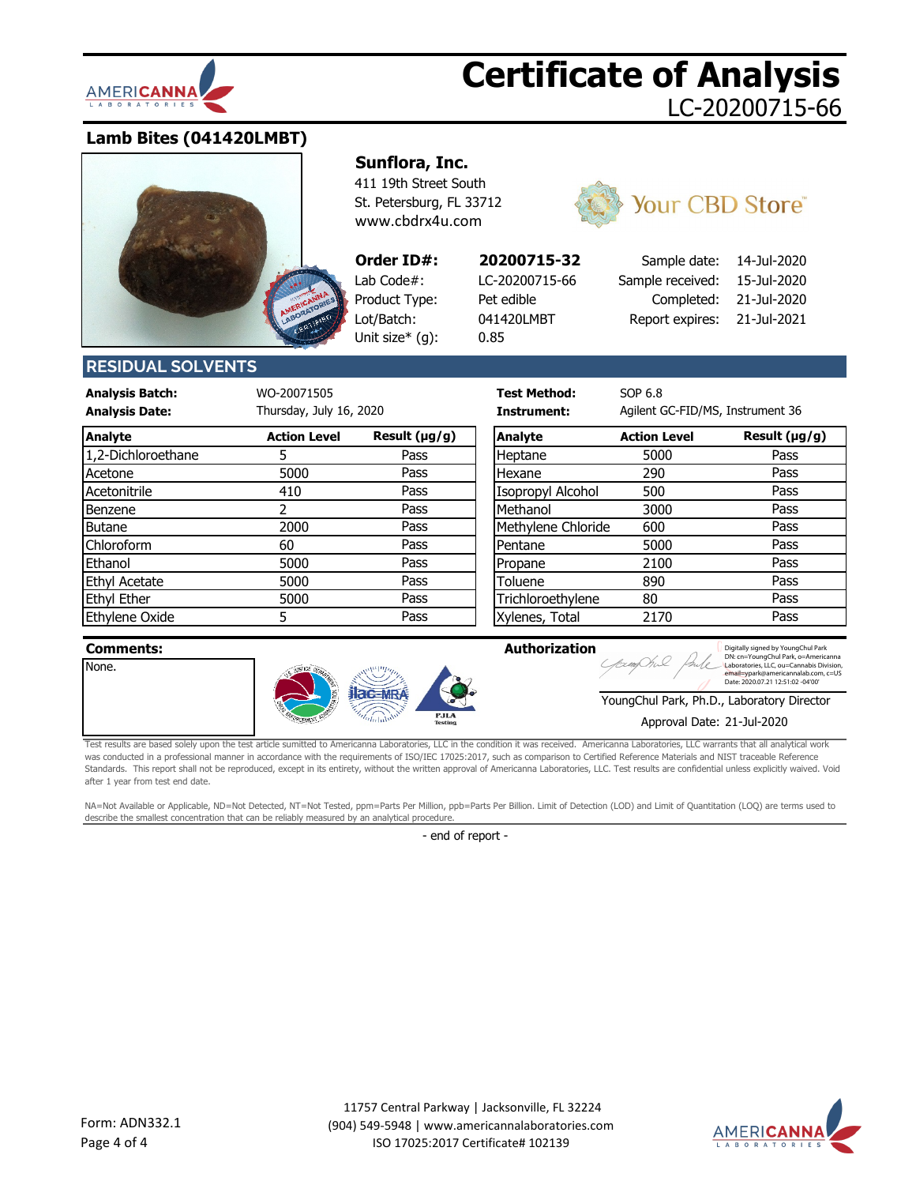# Certificate of Analysis

LC-20200715-66

## Lamb Bites (041420LMBT)

**Sunflora, Inc.**
411 19th Street South
St. Petersburg, FL 33712
www.cbdrx4u.com

Your CBD Store™

| | | | |
|---|---|---|---|
| **Order ID#:** | **20200715-32** | Sample date: | 14-Jul-2020 |
| Lab Code#: | LC-20200715-66 | Sample received: | 15-Jul-2020 |
| Product Type: | Pet edible | Completed: | 21-Jul-2020 |
| Lot/Batch: | 041420LMBT | Report expires: | 21-Jul-2021 |
| Unit size* (g): | 0.85 | | |

## RESIDUAL SOLVENTS

| | | | |
|---|---|---|---|
| **Analysis Batch:** | WO-20071505 | **Test Method:** | SOP 6.8 |
| **Analysis Date:** | Thursday, July 16, 2020 | **Instrument:** | Agilent GC-FID/MS, Instrument 36 |

| Analyte | Action Level | Result (µg/g) | Analyte | Action Level | Result (µg/g) |
|---|---|---|---|---|---|
| 1,2-Dichloroethane | 5 | Pass | Heptane | 5000 | Pass |
| Acetone | 5000 | Pass | Hexane | 290 | Pass |
| Acetonitrile | 410 | Pass | Isopropyl Alcohol | 500 | Pass |
| Benzene | 2 | Pass | Methanol | 3000 | Pass |
| Butane | 2000 | Pass | Methylene Chloride | 600 | Pass |
| Chloroform | 60 | Pass | Pentane | 5000 | Pass |
| Ethanol | 5000 | Pass | Propane | 2100 | Pass |
| Ethyl Acetate | 5000 | Pass | Toluene | 890 | Pass |
| Ethyl Ether | 5000 | Pass | Trichloroethylene | 80 | Pass |
| Ethylene Oxide | 5 | Pass | Xylenes, Total | 2170 | Pass |

**Comments:**

None.

**Authorization**

Digitally signed by YoungChul Park
DN: cn=YoungChul Park, o=Americanna Laboratories, LLC, ou=Cannabis Division, email=ypark@americannalab.com, c=US
Date: 2020.07.21 12:51:02 -04'00'

YoungChul Park, Ph.D., Laboratory Director

Approval Date: 21-Jul-2020

Test results are based solely upon the test article sumitted to Americanna Laboratories, LLC in the condition it was received. Americanna Laboratories, LLC warrants that all analytical work was conducted in a professional manner in accordance with the requirements of ISO/IEC 17025:2017, such as comparison to Certified Reference Materials and NIST traceable Reference Standards. This report shall not be reproduced, except in its entirety, without the written approval of Americanna Laboratories, LLC. Test results are confidential unless explicitly waived. Void after 1 year from test end date.

NA=Not Available or Applicable, ND=Not Detected, NT=Not Tested, ppm=Parts Per Million, ppb=Parts Per Billion. Limit of Detection (LOD) and Limit of Quantitation (LOQ) are terms used to describe the smallest concentration that can be reliably measured by an analytical procedure.

- end of report -

Form: ADN332.1

11757 Central Parkway | Jacksonville, FL 32224
(904) 549-5948 | www.americannalaboratories.com
ISO 17025:2017 Certificate# 102139